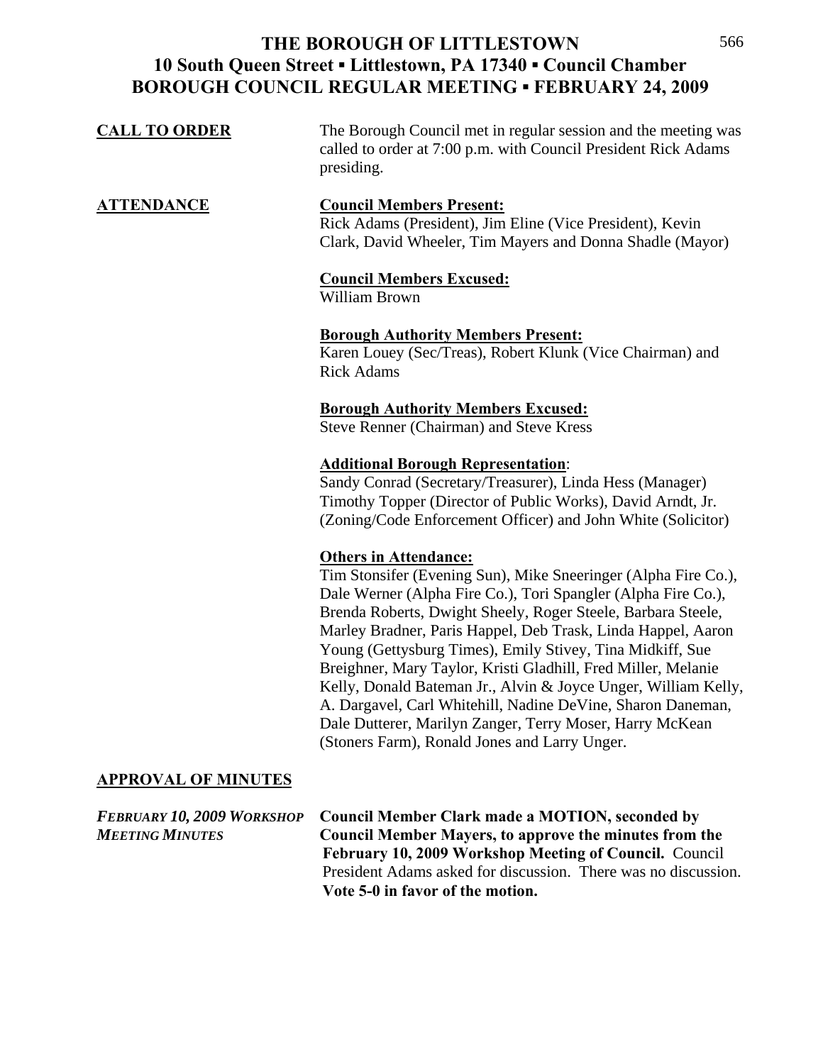# THE BOROUGH OF LITTLESTOWN
## 10 South Queen Street ▪ Littlestown, PA 17340 ▪ Council Chamber
## BOROUGH COUNCIL REGULAR MEETING ▪ FEBRUARY 24, 2009

**CALL TO ORDER**

The Borough Council met in regular session and the meeting was called to order at 7:00 p.m. with Council President Rick Adams presiding.

**ATTENDANCE**

**Council Members Present:**
Rick Adams (President), Jim Eline (Vice President), Kevin Clark, David Wheeler, Tim Mayers and Donna Shadle (Mayor)

**Council Members Excused:**
William Brown

**Borough Authority Members Present:**
Karen Louey (Sec/Treas), Robert Klunk (Vice Chairman) and Rick Adams

**Borough Authority Members Excused:**
Steve Renner (Chairman) and Steve Kress

**Additional Borough Representation**:
Sandy Conrad (Secretary/Treasurer), Linda Hess (Manager) Timothy Topper (Director of Public Works), David Arndt, Jr. (Zoning/Code Enforcement Officer) and John White (Solicitor)

**Others in Attendance:**
Tim Stonsifer (Evening Sun), Mike Sneeringer (Alpha Fire Co.), Dale Werner (Alpha Fire Co.), Tori Spangler (Alpha Fire Co.), Brenda Roberts, Dwight Sheely, Roger Steele, Barbara Steele, Marley Bradner, Paris Happel, Deb Trask, Linda Happel, Aaron Young (Gettysburg Times), Emily Stivey, Tina Midkiff, Sue Breighner, Mary Taylor, Kristi Gladhill, Fred Miller, Melanie Kelly, Donald Bateman Jr., Alvin & Joyce Unger, William Kelly, A. Dargavel, Carl Whitehill, Nadine DeVine, Sharon Daneman, Dale Dutterer, Marilyn Zanger, Terry Moser, Harry McKean (Stoners Farm), Ronald Jones and Larry Unger.

**APPROVAL OF MINUTES**

*FEBRUARY 10, 2009 WORKSHOP MEETING MINUTES*

**Council Member Clark made a MOTION, seconded by Council Member Mayers, to approve the minutes from the February 10, 2009 Workshop Meeting of Council.** Council President Adams asked for discussion. There was no discussion. **Vote 5-0 in favor of the motion.**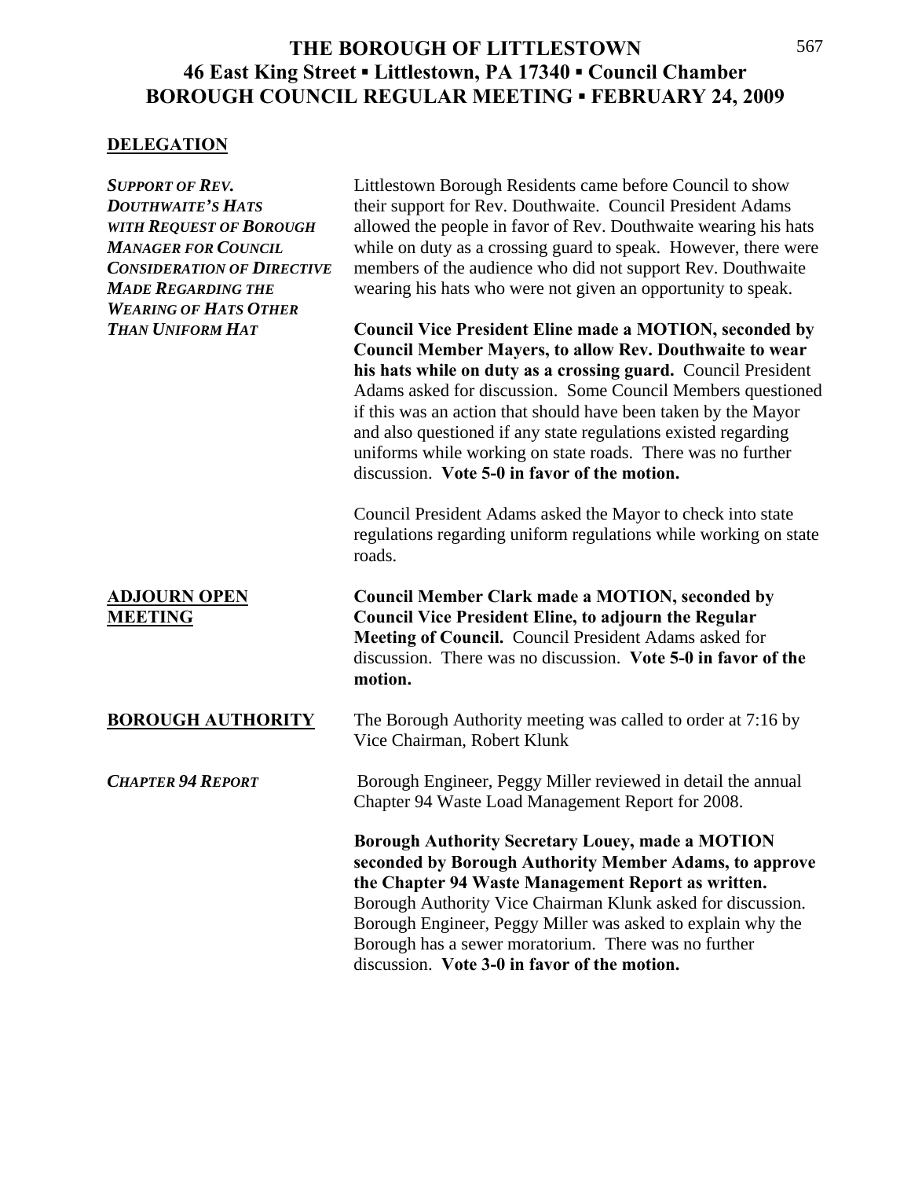# THE BOROUGH OF LITTLESTOWN
## 46 East King Street ▪ Littlestown, PA 17340 ▪ Council Chamber
## BOROUGH COUNCIL REGULAR MEETING ▪ FEBRUARY 24, 2009

**DELEGATION**

***SUPPORT OF REV. DOUTHWAITE'S HATS WITH REQUEST OF BOROUGH MANAGER FOR COUNCIL CONSIDERATION OF DIRECTIVE MADE REGARDING THE WEARING OF HATS OTHER THAN UNIFORM HAT***

Littlestown Borough Residents came before Council to show their support for Rev. Douthwaite. Council President Adams allowed the people in favor of Rev. Douthwaite wearing his hats while on duty as a crossing guard to speak. However, there were members of the audience who did not support Rev. Douthwaite wearing his hats who were not given an opportunity to speak.

**Council Vice President Eline made a MOTION, seconded by Council Member Mayers, to allow Rev. Douthwaite to wear his hats while on duty as a crossing guard.** Council President Adams asked for discussion. Some Council Members questioned if this was an action that should have been taken by the Mayor and also questioned if any state regulations existed regarding uniforms while working on state roads. There was no further discussion. **Vote 5-0 in favor of the motion.**

Council President Adams asked the Mayor to check into state regulations regarding uniform regulations while working on state roads.

**ADJOURN OPEN MEETING**

**Council Member Clark made a MOTION, seconded by Council Vice President Eline, to adjourn the Regular Meeting of Council.** Council President Adams asked for discussion. There was no discussion. **Vote 5-0 in favor of the motion.**

**BOROUGH AUTHORITY**

The Borough Authority meeting was called to order at 7:16 by Vice Chairman, Robert Klunk

***CHAPTER 94 REPORT***

Borough Engineer, Peggy Miller reviewed in detail the annual Chapter 94 Waste Load Management Report for 2008.

**Borough Authority Secretary Louey, made a MOTION seconded by Borough Authority Member Adams, to approve the Chapter 94 Waste Management Report as written.** Borough Authority Vice Chairman Klunk asked for discussion. Borough Engineer, Peggy Miller was asked to explain why the Borough has a sewer moratorium. There was no further discussion. **Vote 3-0 in favor of the motion.**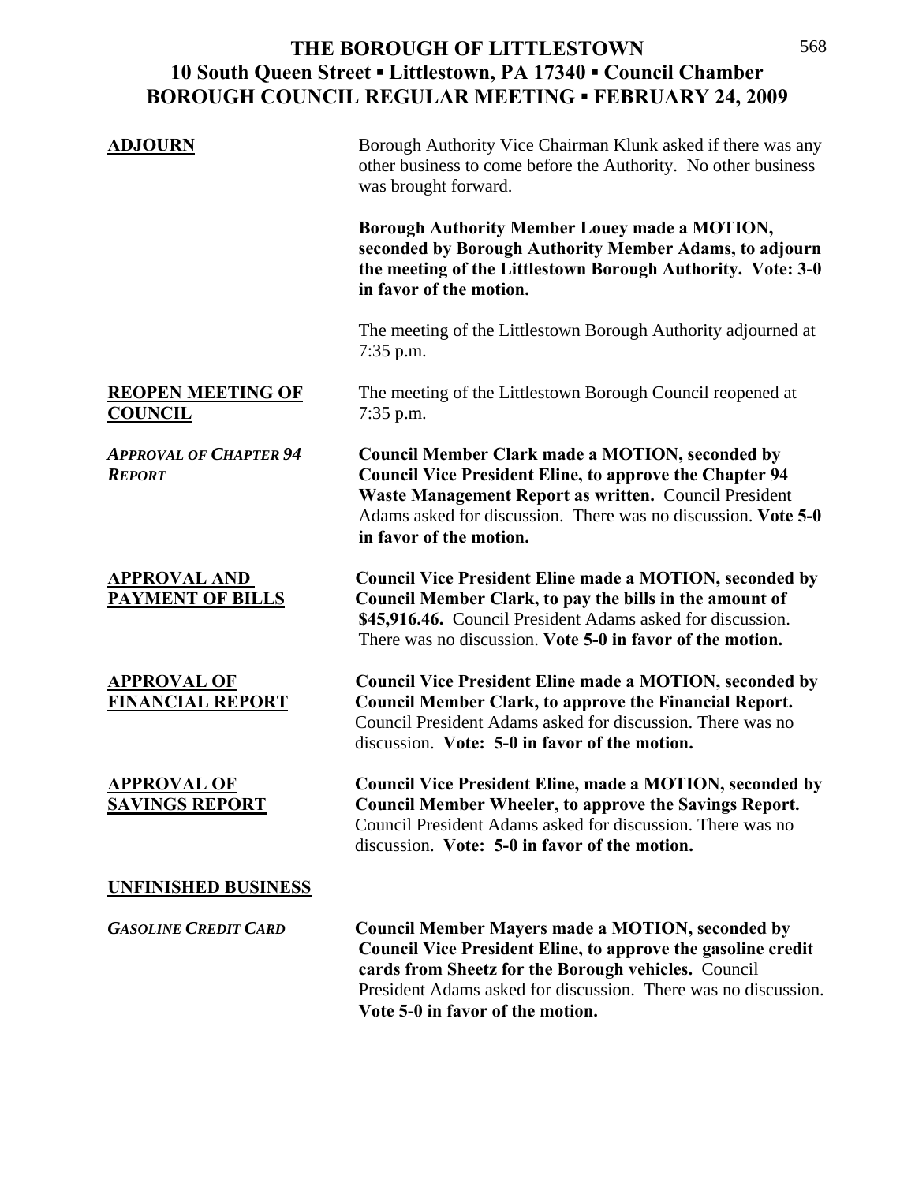**ADJOURN**

Borough Authority Vice Chairman Klunk asked if there was any other business to come before the Authority. No other business was brought forward.

**Borough Authority Member Louey made a MOTION, seconded by Borough Authority Member Adams, to adjourn the meeting of the Littlestown Borough Authority. Vote: 3-0 in favor of the motion.**

The meeting of the Littlestown Borough Authority adjourned at 7:35 p.m.

**REOPEN MEETING OF COUNCIL**

The meeting of the Littlestown Borough Council reopened at 7:35 p.m.

***APPROVAL OF CHAPTER 94 REPORT***

**Council Member Clark made a MOTION, seconded by Council Vice President Eline, to approve the Chapter 94 Waste Management Report as written.** Council President Adams asked for discussion. There was no discussion. **Vote 5-0 in favor of the motion.**

**APPROVAL AND PAYMENT OF BILLS**

**Council Vice President Eline made a MOTION, seconded by Council Member Clark, to pay the bills in the amount of $45,916.46.** Council President Adams asked for discussion. There was no discussion. **Vote 5-0 in favor of the motion.**

**APPROVAL OF FINANCIAL REPORT**

**Council Vice President Eline made a MOTION, seconded by Council Member Clark, to approve the Financial Report.** Council President Adams asked for discussion. There was no discussion. **Vote: 5-0 in favor of the motion.**

**APPROVAL OF SAVINGS REPORT**

**Council Vice President Eline, made a MOTION, seconded by Council Member Wheeler, to approve the Savings Report.** Council President Adams asked for discussion. There was no discussion. **Vote: 5-0 in favor of the motion.**

**UNFINISHED BUSINESS**

***GASOLINE CREDIT CARD***

**Council Member Mayers made a MOTION, seconded by Council Vice President Eline, to approve the gasoline credit cards from Sheetz for the Borough vehicles.** Council President Adams asked for discussion. There was no discussion. **Vote 5-0 in favor of the motion.**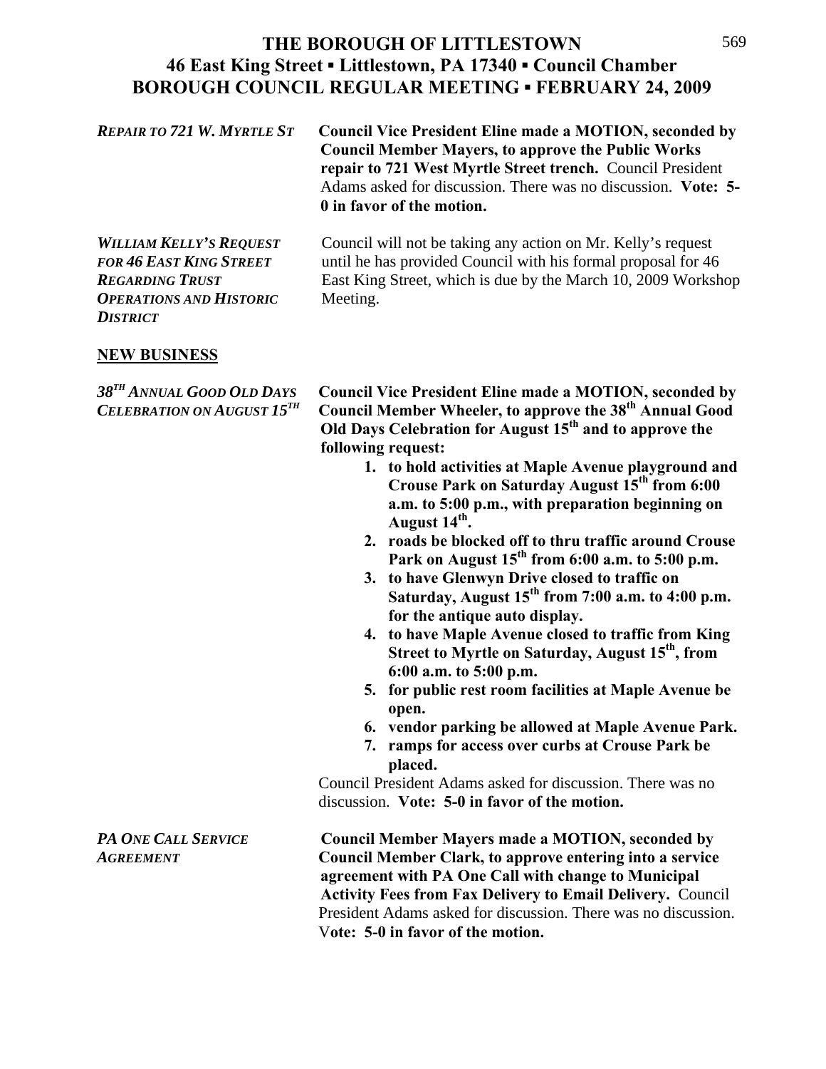# THE BOROUGH OF LITTLESTOWN
## 46 East King Street ▪ Littlestown, PA 17340 ▪ Council Chamber
## BOROUGH COUNCIL REGULAR MEETING ▪ FEBRUARY 24, 2009

***REPAIR TO 721 W. MYRTLE ST***

**Council Vice President Eline made a MOTION, seconded by Council Member Mayers, to approve the Public Works repair to 721 West Myrtle Street trench.** Council President Adams asked for discussion. There was no discussion. **Vote: 5-0 in favor of the motion.**

***WILLIAM KELLY'S REQUEST FOR 46 EAST KING STREET REGARDING TRUST OPERATIONS AND HISTORIC DISTRICT***

Council will not be taking any action on Mr. Kelly's request until he has provided Council with his formal proposal for 46 East King Street, which is due by the March 10, 2009 Workshop Meeting.

## NEW BUSINESS

***38TH ANNUAL GOOD OLD DAYS CELEBRATION ON AUGUST 15TH***

**Council Vice President Eline made a MOTION, seconded by Council Member Wheeler, to approve the 38th Annual Good Old Days Celebration for August 15th and to approve the following request:**

1. **to hold activities at Maple Avenue playground and Crouse Park on Saturday August 15th from 6:00 a.m. to 5:00 p.m., with preparation beginning on August 14th.**
2. **roads be blocked off to thru traffic around Crouse Park on August 15th from 6:00 a.m. to 5:00 p.m.**
3. **to have Glenwyn Drive closed to traffic on Saturday, August 15th from 7:00 a.m. to 4:00 p.m. for the antique auto display.**
4. **to have Maple Avenue closed to traffic from King Street to Myrtle on Saturday, August 15th, from 6:00 a.m. to 5:00 p.m.**
5. **for public rest room facilities at Maple Avenue be open.**
6. **vendor parking be allowed at Maple Avenue Park.**
7. **ramps for access over curbs at Crouse Park be placed.**

Council President Adams asked for discussion. There was no discussion. **Vote: 5-0 in favor of the motion.**

***PA ONE CALL SERVICE AGREEMENT***

**Council Member Mayers made a MOTION, seconded by Council Member Clark, to approve entering into a service agreement with PA One Call with change to Municipal Activity Fees from Fax Delivery to Email Delivery.** Council President Adams asked for discussion. There was no discussion. **Vote: 5-0 in favor of the motion.**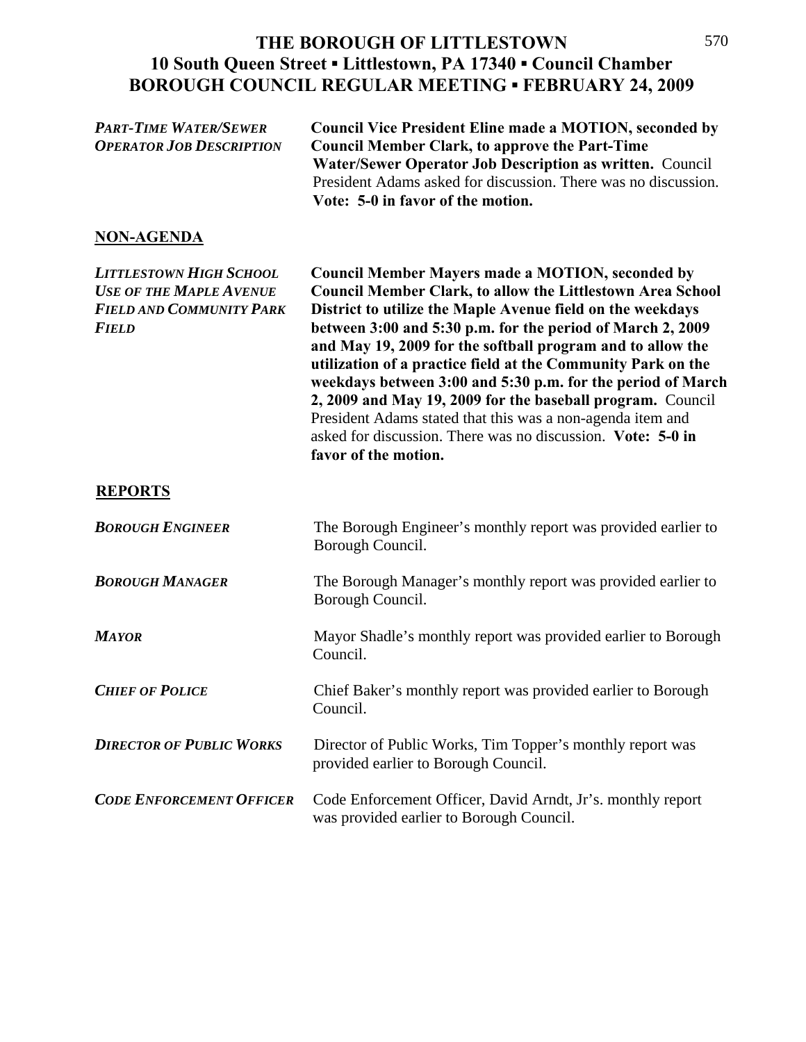***PART-TIME WATER/SEWER OPERATOR JOB DESCRIPTION***

**Council Vice President Eline made a MOTION, seconded by Council Member Clark, to approve the Part-Time Water/Sewer Operator Job Description as written.** Council President Adams asked for discussion. There was no discussion. **Vote: 5-0 in favor of the motion.**

## NON-AGENDA

***LITTLESTOWN HIGH SCHOOL USE OF THE MAPLE AVENUE FIELD AND COMMUNITY PARK FIELD***

**Council Member Mayers made a MOTION, seconded by Council Member Clark, to allow the Littlestown Area School District to utilize the Maple Avenue field on the weekdays between 3:00 and 5:30 p.m. for the period of March 2, 2009 and May 19, 2009 for the softball program and to allow the utilization of a practice field at the Community Park on the weekdays between 3:00 and 5:30 p.m. for the period of March 2, 2009 and May 19, 2009 for the baseball program.** Council President Adams stated that this was a non-agenda item and asked for discussion. There was no discussion. **Vote: 5-0 in favor of the motion.**

## REPORTS

***BOROUGH ENGINEER***

The Borough Engineer's monthly report was provided earlier to Borough Council.

***BOROUGH MANAGER***

The Borough Manager's monthly report was provided earlier to Borough Council.

***MAYOR***

Mayor Shadle's monthly report was provided earlier to Borough Council.

***CHIEF OF POLICE***

Chief Baker's monthly report was provided earlier to Borough Council.

***DIRECTOR OF PUBLIC WORKS***

Director of Public Works, Tim Topper's monthly report was provided earlier to Borough Council.

***CODE ENFORCEMENT OFFICER***

Code Enforcement Officer, David Arndt, Jr's. monthly report was provided earlier to Borough Council.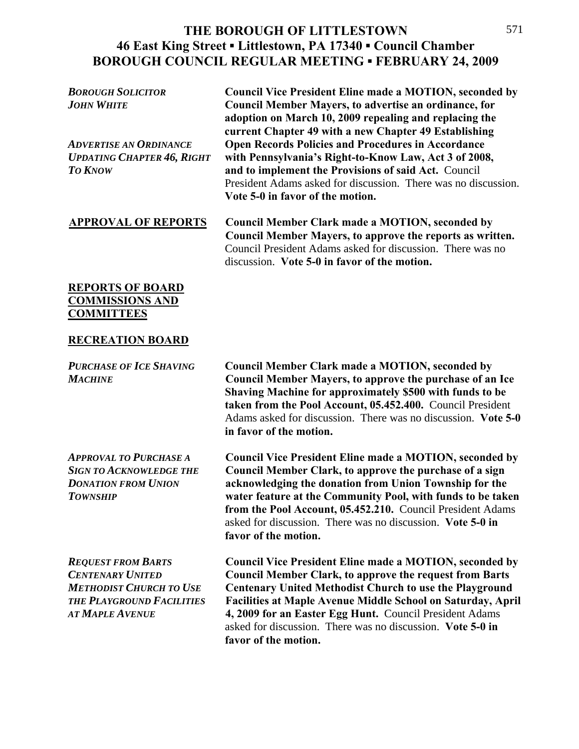# THE BOROUGH OF LITTLESTOWN
## 46 East King Street ▪ Littlestown, PA 17340 ▪ Council Chamber
## BOROUGH COUNCIL REGULAR MEETING ▪ FEBRUARY 24, 2009

*BOROUGH SOLICITOR JOHN WHITE*

*ADVERTISE AN ORDINANCE UPDATING CHAPTER 46, RIGHT TO KNOW*

**Council Vice President Eline made a MOTION, seconded by Council Member Mayers, to advertise an ordinance, for adoption on March 10, 2009 repealing and replacing the current Chapter 49 with a new Chapter 49 Establishing Open Records Policies and Procedures in Accordance with Pennsylvania's Right-to-Know Law, Act 3 of 2008, and to implement the Provisions of said Act.** Council President Adams asked for discussion. There was no discussion. **Vote 5-0 in favor of the motion.**

**APPROVAL OF REPORTS**

**Council Member Clark made a MOTION, seconded by Council Member Mayers, to approve the reports as written.** Council President Adams asked for discussion. There was no discussion. **Vote 5-0 in favor of the motion.**

**REPORTS OF BOARD COMMISSIONS AND COMMITTEES**

**RECREATION BOARD**

*PURCHASE OF ICE SHAVING MACHINE*

**Council Member Clark made a MOTION, seconded by Council Member Mayers, to approve the purchase of an Ice Shaving Machine for approximately $500 with funds to be taken from the Pool Account, 05.452.400.** Council President Adams asked for discussion. There was no discussion. **Vote 5-0 in favor of the motion.**

*APPROVAL TO PURCHASE A SIGN TO ACKNOWLEDGE THE DONATION FROM UNION TOWNSHIP*

**Council Vice President Eline made a MOTION, seconded by Council Member Clark, to approve the purchase of a sign acknowledging the donation from Union Township for the water feature at the Community Pool, with funds to be taken from the Pool Account, 05.452.210.** Council President Adams asked for discussion. There was no discussion. **Vote 5-0 in favor of the motion.**

*REQUEST FROM BARTS CENTENARY UNITED METHODIST CHURCH TO USE THE PLAYGROUND FACILITIES AT MAPLE AVENUE*

**Council Vice President Eline made a MOTION, seconded by Council Member Clark, to approve the request from Barts Centenary United Methodist Church to use the Playground Facilities at Maple Avenue Middle School on Saturday, April 4, 2009 for an Easter Egg Hunt.** Council President Adams asked for discussion. There was no discussion. **Vote 5-0 in favor of the motion.**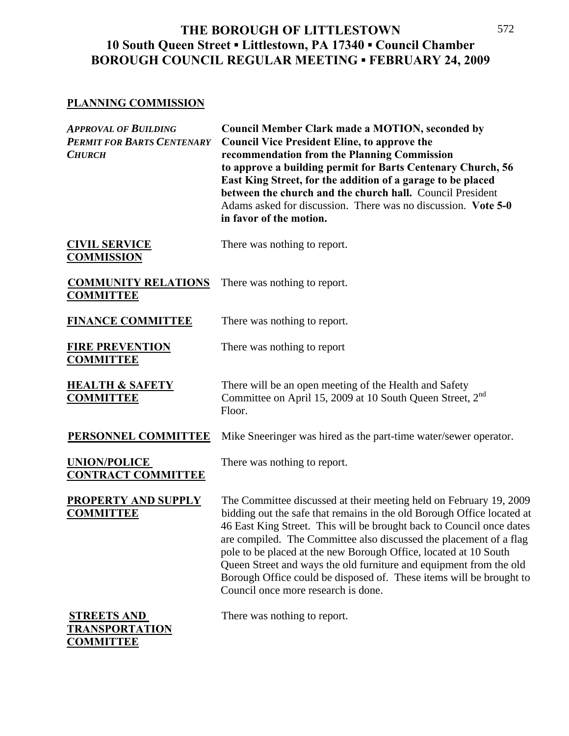# THE BOROUGH OF LITTLESTOWN
## 10 South Queen Street ▪ Littlestown, PA 17340 ▪ Council Chamber
## BOROUGH COUNCIL REGULAR MEETING ▪ FEBRUARY 24, 2009

**PLANNING COMMISSION**

| | |
|---|---|
| ***APPROVAL OF BUILDING PERMIT FOR BARTS CENTENARY CHURCH*** | **Council Member Clark made a MOTION, seconded by Council Vice President Eline, to approve the recommendation from the Planning Commission to approve a building permit for Barts Centenary Church, 56 East King Street, for the addition of a garage to be placed between the church and the church hall.** Council President Adams asked for discussion. There was no discussion. **Vote 5-0 in favor of the motion.** |
| **CIVIL SERVICE COMMISSION** | There was nothing to report. |
| **COMMUNITY RELATIONS COMMITTEE** | There was nothing to report. |
| **FINANCE COMMITTEE** | There was nothing to report. |
| **FIRE PREVENTION COMMITTEE** | There was nothing to report |
| **HEALTH & SAFETY COMMITTEE** | There will be an open meeting of the Health and Safety Committee on April 15, 2009 at 10 South Queen Street, 2nd Floor. |
| **PERSONNEL COMMITTEE** | Mike Sneeringer was hired as the part-time water/sewer operator. |
| **UNION/POLICE CONTRACT COMMITTEE** | There was nothing to report. |
| **PROPERTY AND SUPPLY COMMITTEE** | The Committee discussed at their meeting held on February 19, 2009 bidding out the safe that remains in the old Borough Office located at 46 East King Street. This will be brought back to Council once dates are compiled. The Committee also discussed the placement of a flag pole to be placed at the new Borough Office, located at 10 South Queen Street and ways the old furniture and equipment from the old Borough Office could be disposed of. These items will be brought to Council once more research is done. |
| **STREETS AND TRANSPORTATION COMMITTEE** | There was nothing to report. |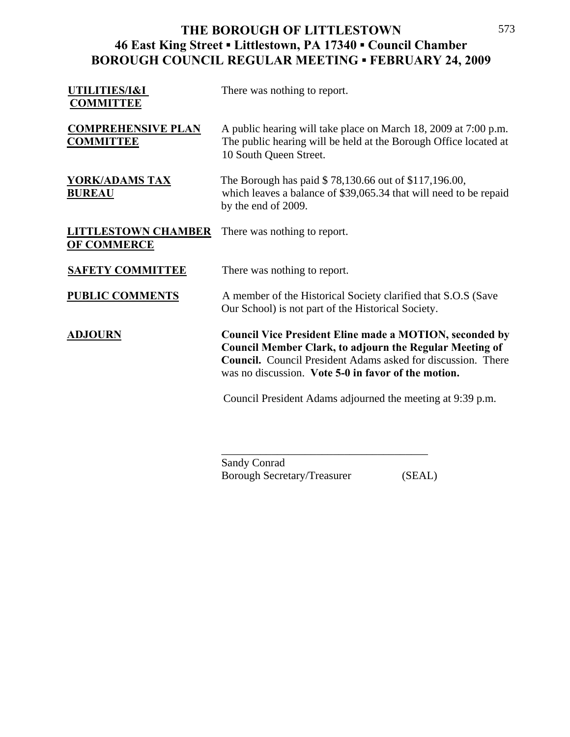**UTILITIES/I&I COMMITTEE** There was nothing to report.

**COMPREHENSIVE PLAN COMMITTEE** A public hearing will take place on March 18, 2009 at 7:00 p.m. The public hearing will be held at the Borough Office located at 10 South Queen Street.

**YORK/ADAMS TAX BUREAU** The Borough has paid $ 78,130.66 out of $117,196.00, which leaves a balance of $39,065.34 that will need to be repaid by the end of 2009.

**LITTLESTOWN CHAMBER OF COMMERCE** There was nothing to report.

**SAFETY COMMITTEE** There was nothing to report.

**PUBLIC COMMENTS** A member of the Historical Society clarified that S.O.S (Save Our School) is not part of the Historical Society.

**ADJOURN** **Council Vice President Eline made a MOTION, seconded by Council Member Clark, to adjourn the Regular Meeting of Council.** Council President Adams asked for discussion. There was no discussion. **Vote 5-0 in favor of the motion.**

Council President Adams adjourned the meeting at 9:39 p.m.

\_\_\_\_\_\_\_\_\_\_\_\_\_\_\_\_\_\_\_\_\_\_\_\_\_\_\_\_\_\_\_\_\_\_\_\_\_\_

Sandy Conrad
Borough Secretary/Treasurer (SEAL)